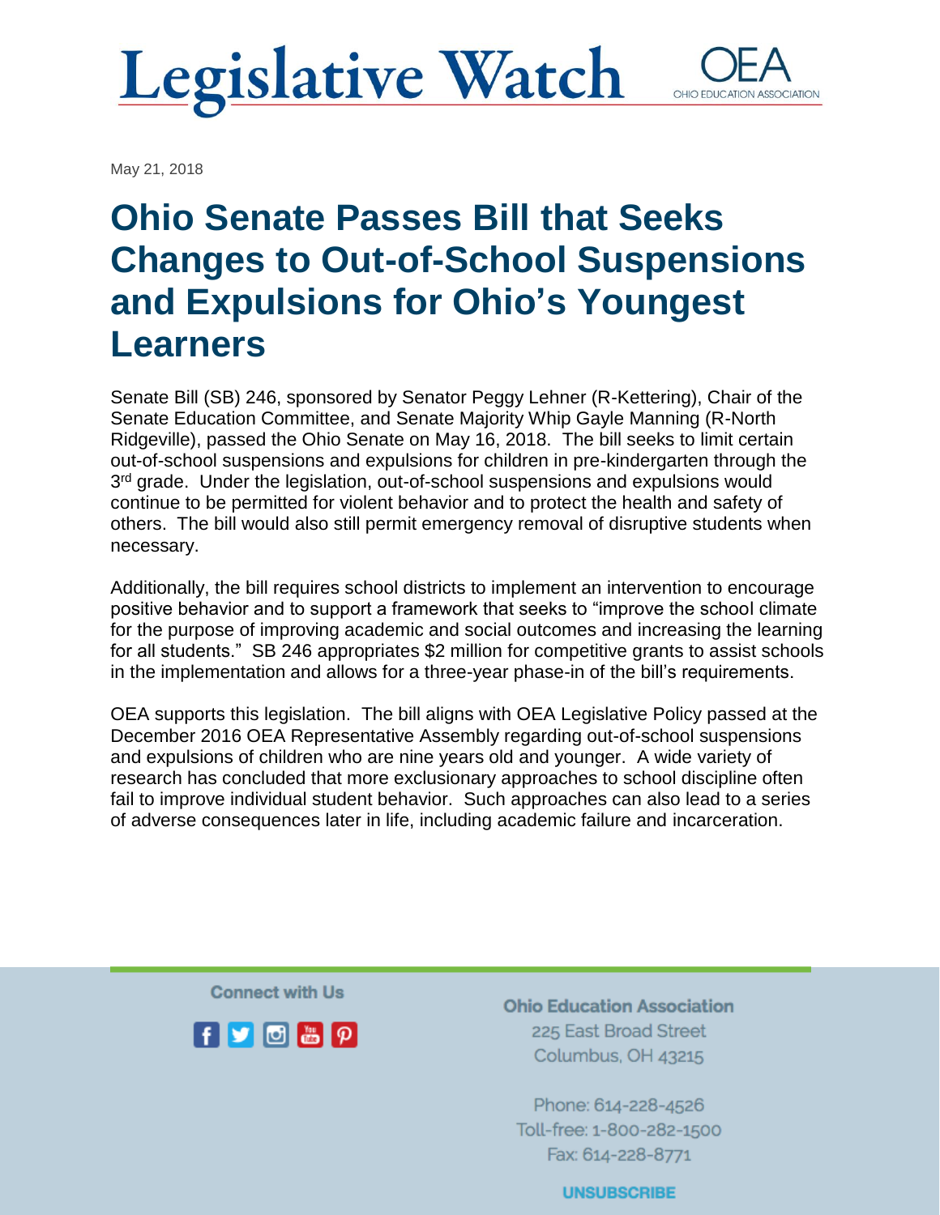# Legislative Watch

OEA
OHIO EDUCATION ASSOCIATION

May 21, 2018

## Ohio Senate Passes Bill that Seeks Changes to Out-of-School Suspensions and Expulsions for Ohio's Youngest Learners

Senate Bill (SB) 246, sponsored by Senator Peggy Lehner (R-Kettering), Chair of the Senate Education Committee, and Senate Majority Whip Gayle Manning (R-North Ridgeville), passed the Ohio Senate on May 16, 2018. The bill seeks to limit certain out-of-school suspensions and expulsions for children in pre-kindergarten through the 3rd grade. Under the legislation, out-of-school suspensions and expulsions would continue to be permitted for violent behavior and to protect the health and safety of others. The bill would also still permit emergency removal of disruptive students when necessary.

Additionally, the bill requires school districts to implement an intervention to encourage positive behavior and to support a framework that seeks to "improve the school climate for the purpose of improving academic and social outcomes and increasing the learning for all students." SB 246 appropriates $2 million for competitive grants to assist schools in the implementation and allows for a three-year phase-in of the bill's requirements.

OEA supports this legislation. The bill aligns with OEA Legislative Policy passed at the December 2016 OEA Representative Assembly regarding out-of-school suspensions and expulsions of children who are nine years old and younger. A wide variety of research has concluded that more exclusionary approaches to school discipline often fail to improve individual student behavior. Such approaches can also lead to a series of adverse consequences later in life, including academic failure and incarceration.

Connect with Us

**Ohio Education Association**
225 East Broad Street
Columbus, OH 43215

Phone: 614-228-4526
Toll-free: 1-800-282-1500
Fax: 614-228-8771

UNSUBSCRIBE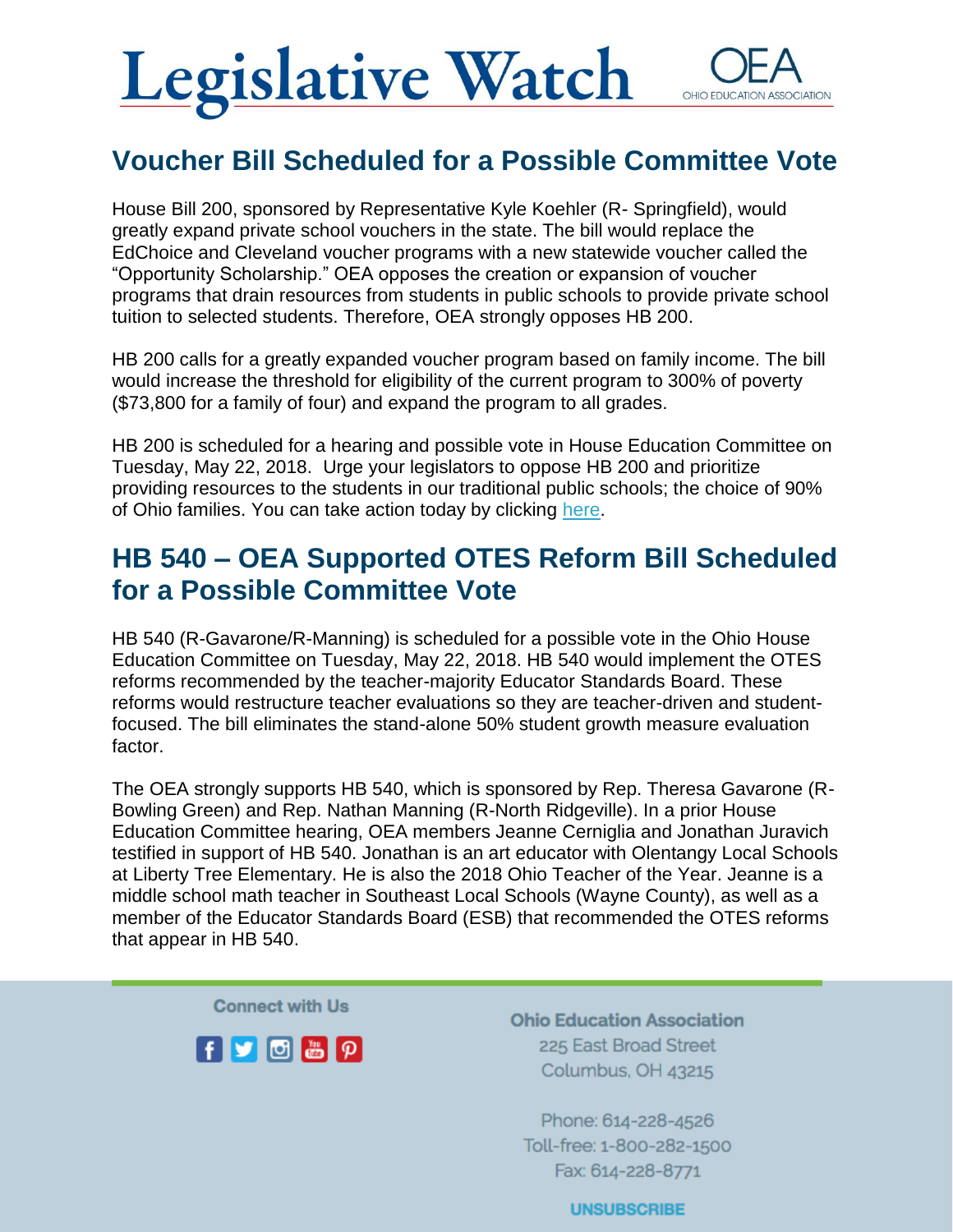# Legislative Watch

OEA
OHIO EDUCATION ASSOCIATION

## Voucher Bill Scheduled for a Possible Committee Vote

House Bill 200, sponsored by Representative Kyle Koehler (R- Springfield), would greatly expand private school vouchers in the state. The bill would replace the EdChoice and Cleveland voucher programs with a new statewide voucher called the "Opportunity Scholarship." OEA opposes the creation or expansion of voucher programs that drain resources from students in public schools to provide private school tuition to selected students. Therefore, OEA strongly opposes HB 200.

HB 200 calls for a greatly expanded voucher program based on family income. The bill would increase the threshold for eligibility of the current program to 300% of poverty ($73,800 for a family of four) and expand the program to all grades.

HB 200 is scheduled for a hearing and possible vote in House Education Committee on Tuesday, May 22, 2018. Urge your legislators to oppose HB 200 and prioritize providing resources to the students in our traditional public schools; the choice of 90% of Ohio families. You can take action today by clicking here.

## HB 540 – OEA Supported OTES Reform Bill Scheduled for a Possible Committee Vote

HB 540 (R-Gavarone/R-Manning) is scheduled for a possible vote in the Ohio House Education Committee on Tuesday, May 22, 2018. HB 540 would implement the OTES reforms recommended by the teacher-majority Educator Standards Board. These reforms would restructure teacher evaluations so they are teacher-driven and student-focused. The bill eliminates the stand-alone 50% student growth measure evaluation factor.

The OEA strongly supports HB 540, which is sponsored by Rep. Theresa Gavarone (R-Bowling Green) and Rep. Nathan Manning (R-North Ridgeville). In a prior House Education Committee hearing, OEA members Jeanne Cerniglia and Jonathan Juravich testified in support of HB 540. Jonathan is an art educator with Olentangy Local Schools at Liberty Tree Elementary. He is also the 2018 Ohio Teacher of the Year. Jeanne is a middle school math teacher in Southeast Local Schools (Wayne County), as well as a member of the Educator Standards Board (ESB) that recommended the OTES reforms that appear in HB 540.

Connect with Us

**Ohio Education Association**
225 East Broad Street
Columbus, OH 43215

Phone: 614-228-4526
Toll-free: 1-800-282-1500
Fax: 614-228-8771

UNSUBSCRIBE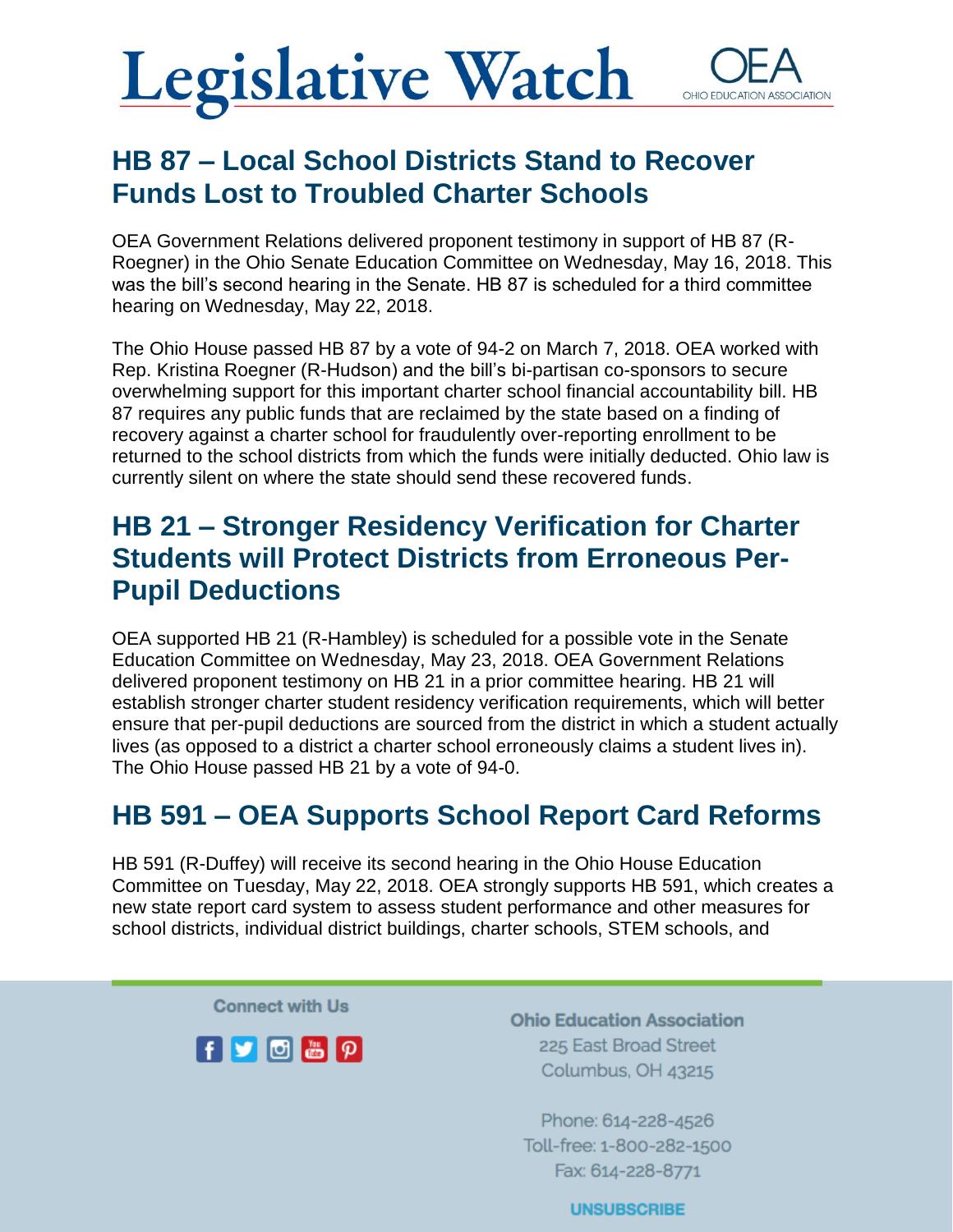## HB 87 – Local School Districts Stand to Recover Funds Lost to Troubled Charter Schools

OEA Government Relations delivered proponent testimony in support of HB 87 (R-Roegner) in the Ohio Senate Education Committee on Wednesday, May 16, 2018. This was the bill's second hearing in the Senate. HB 87 is scheduled for a third committee hearing on Wednesday, May 22, 2018.

The Ohio House passed HB 87 by a vote of 94-2 on March 7, 2018. OEA worked with Rep. Kristina Roegner (R-Hudson) and the bill's bi-partisan co-sponsors to secure overwhelming support for this important charter school financial accountability bill. HB 87 requires any public funds that are reclaimed by the state based on a finding of recovery against a charter school for fraudulently over-reporting enrollment to be returned to the school districts from which the funds were initially deducted. Ohio law is currently silent on where the state should send these recovered funds.

## HB 21 – Stronger Residency Verification for Charter Students will Protect Districts from Erroneous Per-Pupil Deductions

OEA supported HB 21 (R-Hambley) is scheduled for a possible vote in the Senate Education Committee on Wednesday, May 23, 2018. OEA Government Relations delivered proponent testimony on HB 21 in a prior committee hearing. HB 21 will establish stronger charter student residency verification requirements, which will better ensure that per-pupil deductions are sourced from the district in which a student actually lives (as opposed to a district a charter school erroneously claims a student lives in). The Ohio House passed HB 21 by a vote of 94-0.

## HB 591 – OEA Supports School Report Card Reforms

HB 591 (R-Duffey) will receive its second hearing in the Ohio House Education Committee on Tuesday, May 22, 2018. OEA strongly supports HB 591, which creates a new state report card system to assess student performance and other measures for school districts, individual district buildings, charter schools, STEM schools, and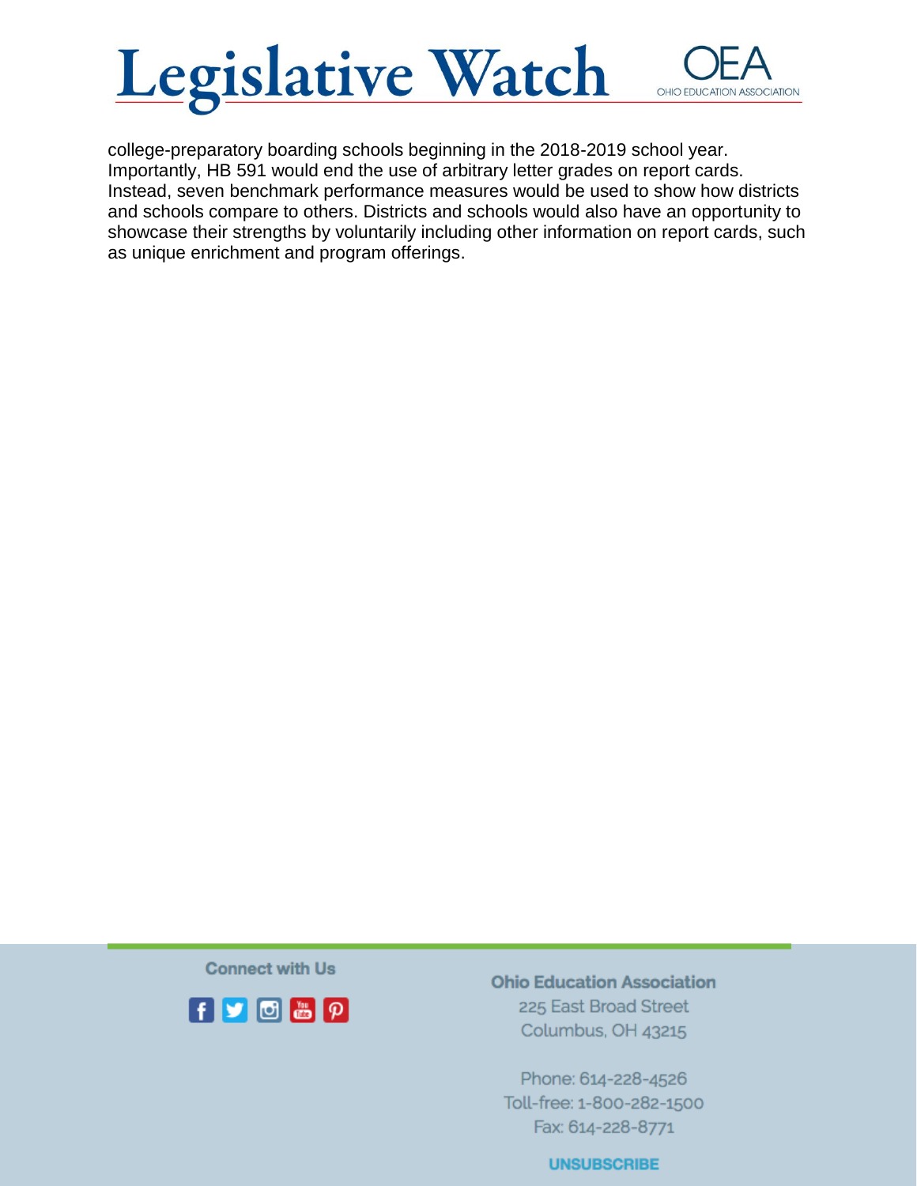college-preparatory boarding schools beginning in the 2018-2019 school year. Importantly, HB 591 would end the use of arbitrary letter grades on report cards. Instead, seven benchmark performance measures would be used to show how districts and schools compare to others. Districts and schools would also have an opportunity to showcase their strengths by voluntarily including other information on report cards, such as unique enrichment and program offerings.

Connect with Us

**Ohio Education Association**
225 East Broad Street
Columbus, OH 43215

Phone: 614-228-4526
Toll-free: 1-800-282-1500
Fax: 614-228-8771

UNSUBSCRIBE